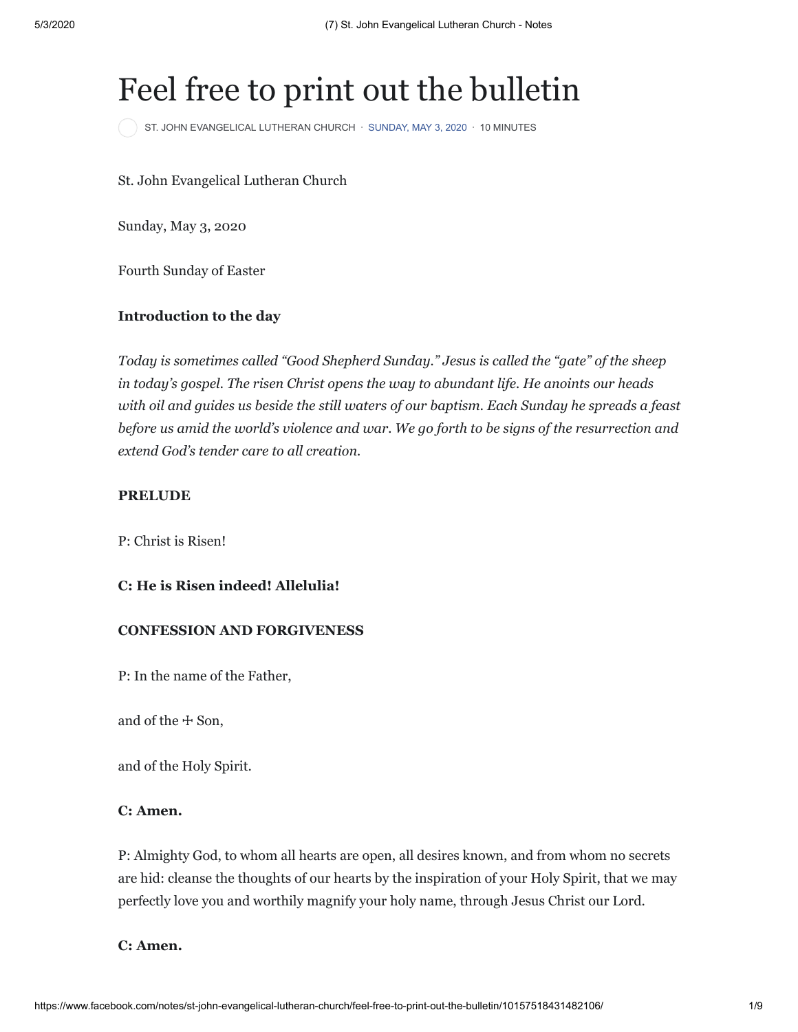# Feel free to print out the bulletin

ST. JOHN EVANGELICAL LUTHERAN CHURCH · SUNDAY, MAY 3, 2020 · 10 MINUTES

St. John Evangelical Lutheran Church

Sunday, May 3, 2020

Fourth Sunday of Easter

**Introduction to the day**

*Today is sometimes called "Good Shepherd Sunday." Jesus is called the "gate" of the sheep in today's gospel. The risen Christ opens the way to abundant life. He anoints our heads with oil and guides us beside the still waters of our baptism. Each Sunday he spreads a feast before us amid the world's violence and war. We go forth to be signs of the resurrection and extend God's tender care to all creation.*

**PRELUDE**

P: Christ is Risen!

**C: He is Risen indeed! Allelulia!**

**CONFESSION AND FORGIVENESS**

P: In the name of the Father,

and of the ☩ Son,

and of the Holy Spirit.

**C: Amen.**

P: Almighty God, to whom all hearts are open, all desires known, and from whom no secrets are hid: cleanse the thoughts of our hearts by the inspiration of your Holy Spirit, that we may perfectly love you and worthily magnify your holy name, through Jesus Christ our Lord.

**C: Amen.**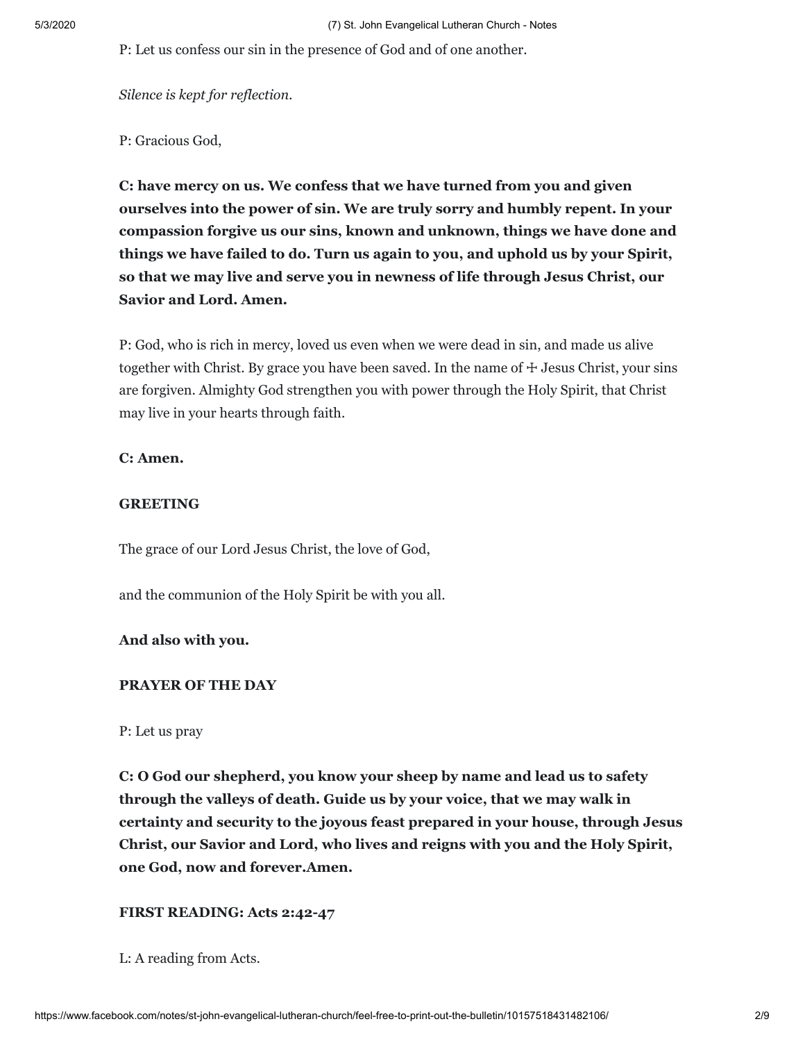P: Let us confess our sin in the presence of God and of one another.

*Silence is kept for reflection.*

P: Gracious God,

**C: have mercy on us. We confess that we have turned from you and given ourselves into the power of sin. We are truly sorry and humbly repent. In your compassion forgive us our sins, known and unknown, things we have done and things we have failed to do. Turn us again to you, and uphold us by your Spirit, so that we may live and serve you in newness of life through Jesus Christ, our Savior and Lord. Amen.**

P: God, who is rich in mercy, loved us even when we were dead in sin, and made us alive together with Christ. By grace you have been saved. In the name of ☩ Jesus Christ, your sins are forgiven. Almighty God strengthen you with power through the Holy Spirit, that Christ may live in your hearts through faith.

**C: Amen.**

**GREETING**

The grace of our Lord Jesus Christ, the love of God,

and the communion of the Holy Spirit be with you all.

**And also with you.**

**PRAYER OF THE DAY**

P: Let us pray

**C: O God our shepherd, you know your sheep by name and lead us to safety through the valleys of death. Guide us by your voice, that we may walk in certainty and security to the joyous feast prepared in your house, through Jesus Christ, our Savior and Lord, who lives and reigns with you and the Holy Spirit, one God, now and forever.Amen.**

**FIRST READING: Acts 2:42-47**

L: A reading from Acts.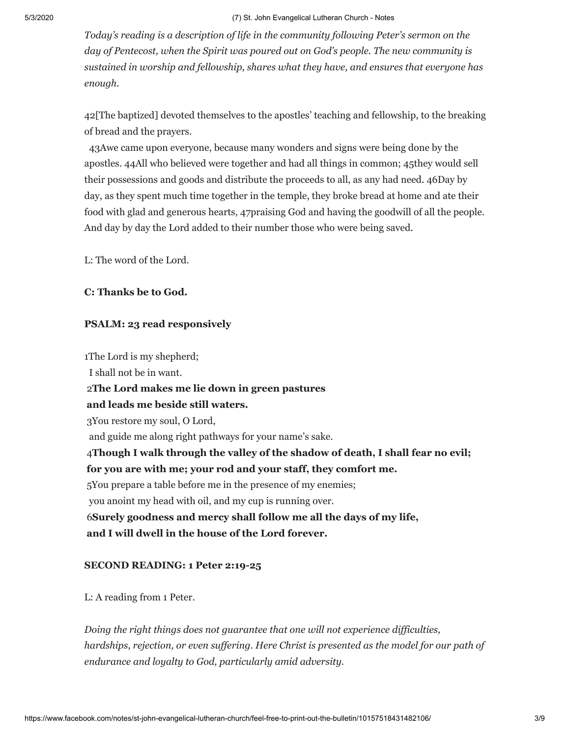*Today's reading is a description of life in the community following Peter's sermon on the day of Pentecost, when the Spirit was poured out on God's people. The new community is sustained in worship and fellowship, shares what they have, and ensures that everyone has enough.*

42[The baptized] devoted themselves to the apostles' teaching and fellowship, to the breaking of bread and the prayers.

43Awe came upon everyone, because many wonders and signs were being done by the apostles. 44All who believed were together and had all things in common; 45they would sell their possessions and goods and distribute the proceeds to all, as any had need. 46Day by day, as they spent much time together in the temple, they broke bread at home and ate their food with glad and generous hearts, 47praising God and having the goodwill of all the people. And day by day the Lord added to their number those who were being saved.

L: The word of the Lord.

**C: Thanks be to God.**

**PSALM: 23 read responsively**

1The Lord is my shepherd;
I shall not be in want.
2**The Lord makes me lie down in green pastures**
**and leads me beside still waters.**
3You restore my soul, O Lord,
and guide me along right pathways for your name's sake.
4**Though I walk through the valley of the shadow of death, I shall fear no evil;**
**for you are with me; your rod and your staff, they comfort me.**
5You prepare a table before me in the presence of my enemies;
you anoint my head with oil, and my cup is running over.
6**Surely goodness and mercy shall follow me all the days of my life,**
**and I will dwell in the house of the Lord forever.**

**SECOND READING: 1 Peter 2:19-25**

L: A reading from 1 Peter.

*Doing the right things does not guarantee that one will not experience difficulties, hardships, rejection, or even suffering. Here Christ is presented as the model for our path of endurance and loyalty to God, particularly amid adversity.*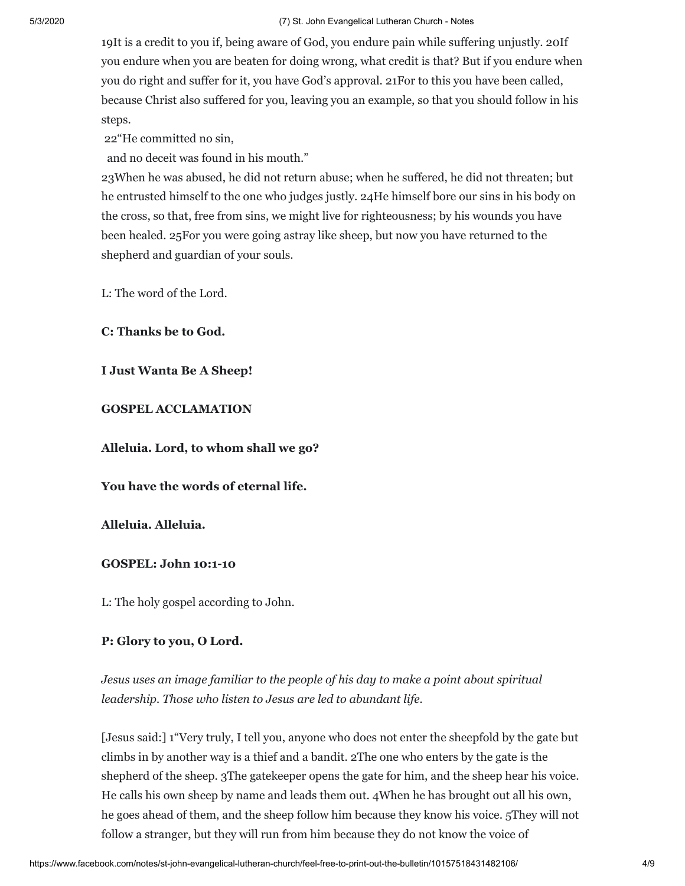19It is a credit to you if, being aware of God, you endure pain while suffering unjustly. 20If you endure when you are beaten for doing wrong, what credit is that? But if you endure when you do right and suffer for it, you have God's approval. 21For to this you have been called, because Christ also suffered for you, leaving you an example, so that you should follow in his steps.

22"He committed no sin,
and no deceit was found in his mouth."

23When he was abused, he did not return abuse; when he suffered, he did not threaten; but he entrusted himself to the one who judges justly. 24He himself bore our sins in his body on the cross, so that, free from sins, we might live for righteousness; by his wounds you have been healed. 25For you were going astray like sheep, but now you have returned to the shepherd and guardian of your souls.

L: The word of the Lord.

**C: Thanks be to God.**

**I Just Wanta Be A Sheep!**

**GOSPEL ACCLAMATION**

**Alleluia. Lord, to whom shall we go?**

**You have the words of eternal life.**

**Alleluia. Alleluia.**

**GOSPEL: John 10:1-10**

L: The holy gospel according to John.

**P: Glory to you, O Lord.**

*Jesus uses an image familiar to the people of his day to make a point about spiritual leadership. Those who listen to Jesus are led to abundant life.*

[Jesus said:] 1"Very truly, I tell you, anyone who does not enter the sheepfold by the gate but climbs in by another way is a thief and a bandit. 2The one who enters by the gate is the shepherd of the sheep. 3The gatekeeper opens the gate for him, and the sheep hear his voice. He calls his own sheep by name and leads them out. 4When he has brought out all his own, he goes ahead of them, and the sheep follow him because they know his voice. 5They will not follow a stranger, but they will run from him because they do not know the voice of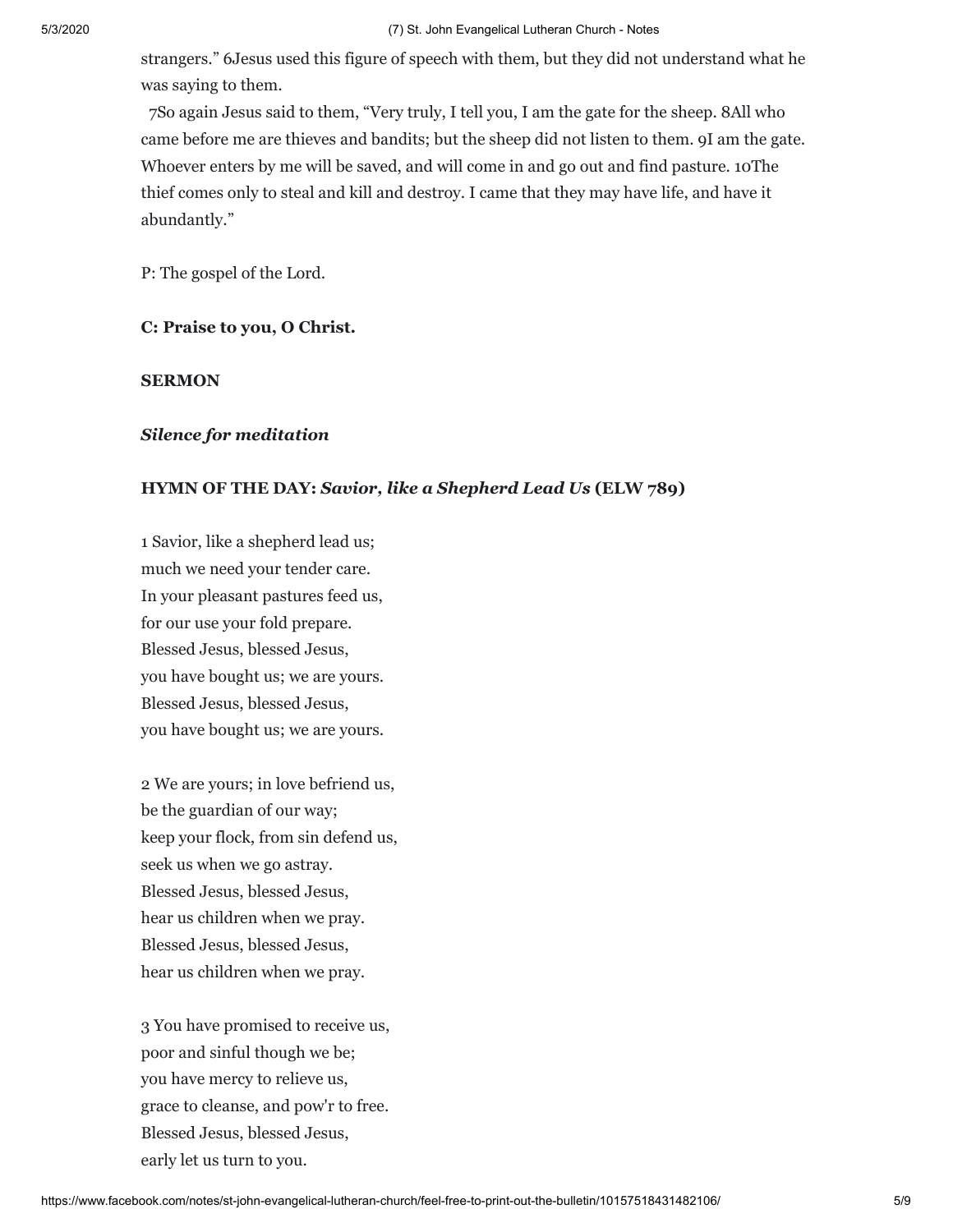strangers." 6Jesus used this figure of speech with them, but they did not understand what he was saying to them.

7So again Jesus said to them, "Very truly, I tell you, I am the gate for the sheep. 8All who came before me are thieves and bandits; but the sheep did not listen to them. 9I am the gate. Whoever enters by me will be saved, and will come in and go out and find pasture. 10The thief comes only to steal and kill and destroy. I came that they may have life, and have it abundantly."

P: The gospel of the Lord.

**C: Praise to you, O Christ.**

**SERMON**

***Silence for meditation***

**HYMN OF THE DAY: *Savior, like a Shepherd Lead Us* (ELW 789)**

1 Savior, like a shepherd lead us;
much we need your tender care.
In your pleasant pastures feed us,
for our use your fold prepare.
Blessed Jesus, blessed Jesus,
you have bought us; we are yours.
Blessed Jesus, blessed Jesus,
you have bought us; we are yours.

2 We are yours; in love befriend us,
be the guardian of our way;
keep your flock, from sin defend us,
seek us when we go astray.
Blessed Jesus, blessed Jesus,
hear us children when we pray.
Blessed Jesus, blessed Jesus,
hear us children when we pray.

3 You have promised to receive us,
poor and sinful though we be;
you have mercy to relieve us,
grace to cleanse, and pow'r to free.
Blessed Jesus, blessed Jesus,
early let us turn to you.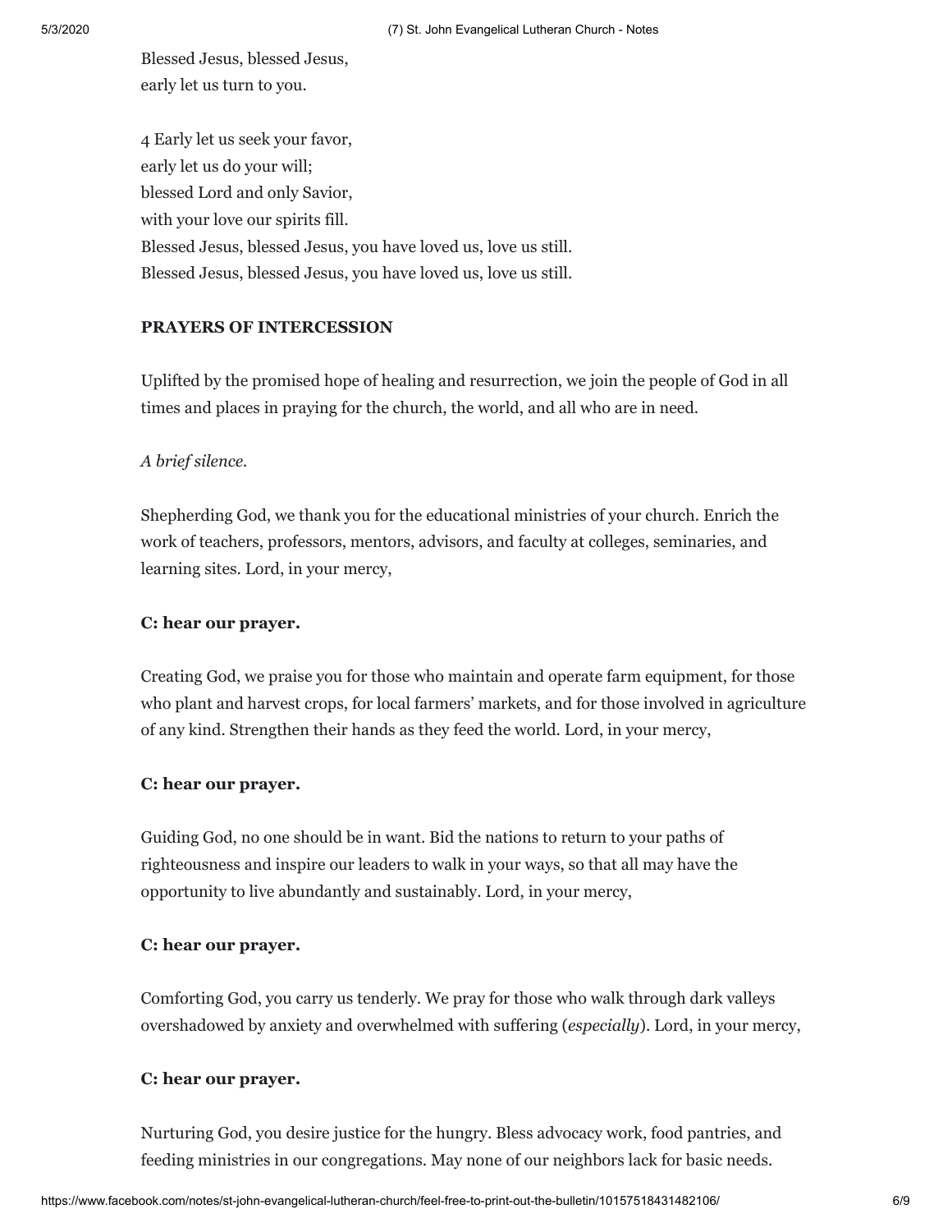Blessed Jesus, blessed Jesus,
early let us turn to you.

4 Early let us seek your favor,
early let us do your will;
blessed Lord and only Savior,
with your love our spirits fill.
Blessed Jesus, blessed Jesus, you have loved us, love us still.
Blessed Jesus, blessed Jesus, you have loved us, love us still.

**PRAYERS OF INTERCESSION**

Uplifted by the promised hope of healing and resurrection, we join the people of God in all times and places in praying for the church, the world, and all who are in need.

*A brief silence.*

Shepherding God, we thank you for the educational ministries of your church. Enrich the work of teachers, professors, mentors, advisors, and faculty at colleges, seminaries, and learning sites. Lord, in your mercy,

**C: hear our prayer.**

Creating God, we praise you for those who maintain and operate farm equipment, for those who plant and harvest crops, for local farmers' markets, and for those involved in agriculture of any kind. Strengthen their hands as they feed the world. Lord, in your mercy,

**C: hear our prayer.**

Guiding God, no one should be in want. Bid the nations to return to your paths of righteousness and inspire our leaders to walk in your ways, so that all may have the opportunity to live abundantly and sustainably. Lord, in your mercy,

**C: hear our prayer.**

Comforting God, you carry us tenderly. We pray for those who walk through dark valleys overshadowed by anxiety and overwhelmed with suffering (*especially*). Lord, in your mercy,

**C: hear our prayer.**

Nurturing God, you desire justice for the hungry. Bless advocacy work, food pantries, and feeding ministries in our congregations. May none of our neighbors lack for basic needs.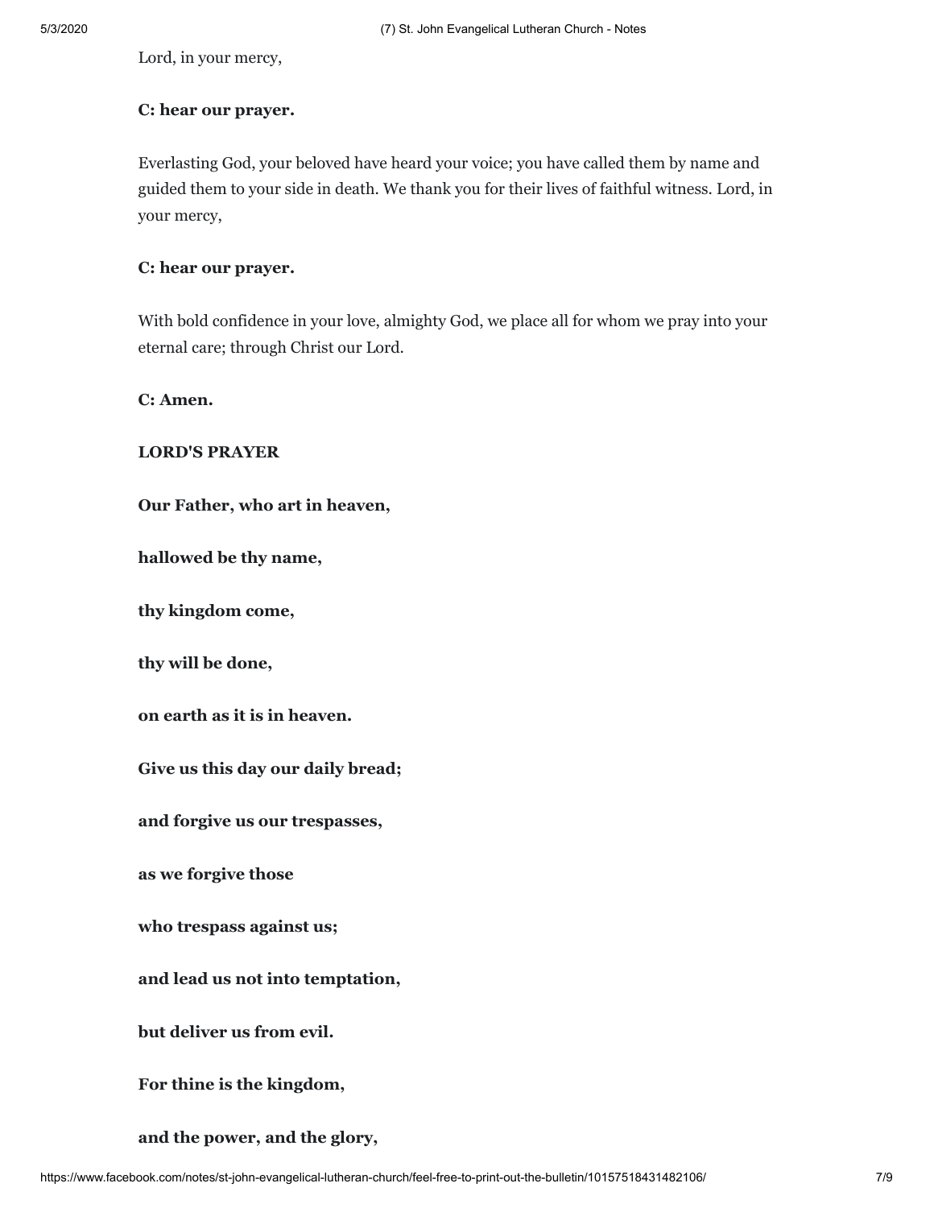Lord, in your mercy,

**C: hear our prayer.**

Everlasting God, your beloved have heard your voice; you have called them by name and guided them to your side in death. We thank you for their lives of faithful witness. Lord, in your mercy,

**C: hear our prayer.**

With bold confidence in your love, almighty God, we place all for whom we pray into your eternal care; through Christ our Lord.

**C: Amen.**

**LORD'S PRAYER**

**Our Father, who art in heaven,**

**hallowed be thy name,**

**thy kingdom come,**

**thy will be done,**

**on earth as it is in heaven.**

**Give us this day our daily bread;**

**and forgive us our trespasses,**

**as we forgive those**

**who trespass against us;**

**and lead us not into temptation,**

**but deliver us from evil.**

**For thine is the kingdom,**

**and the power, and the glory,**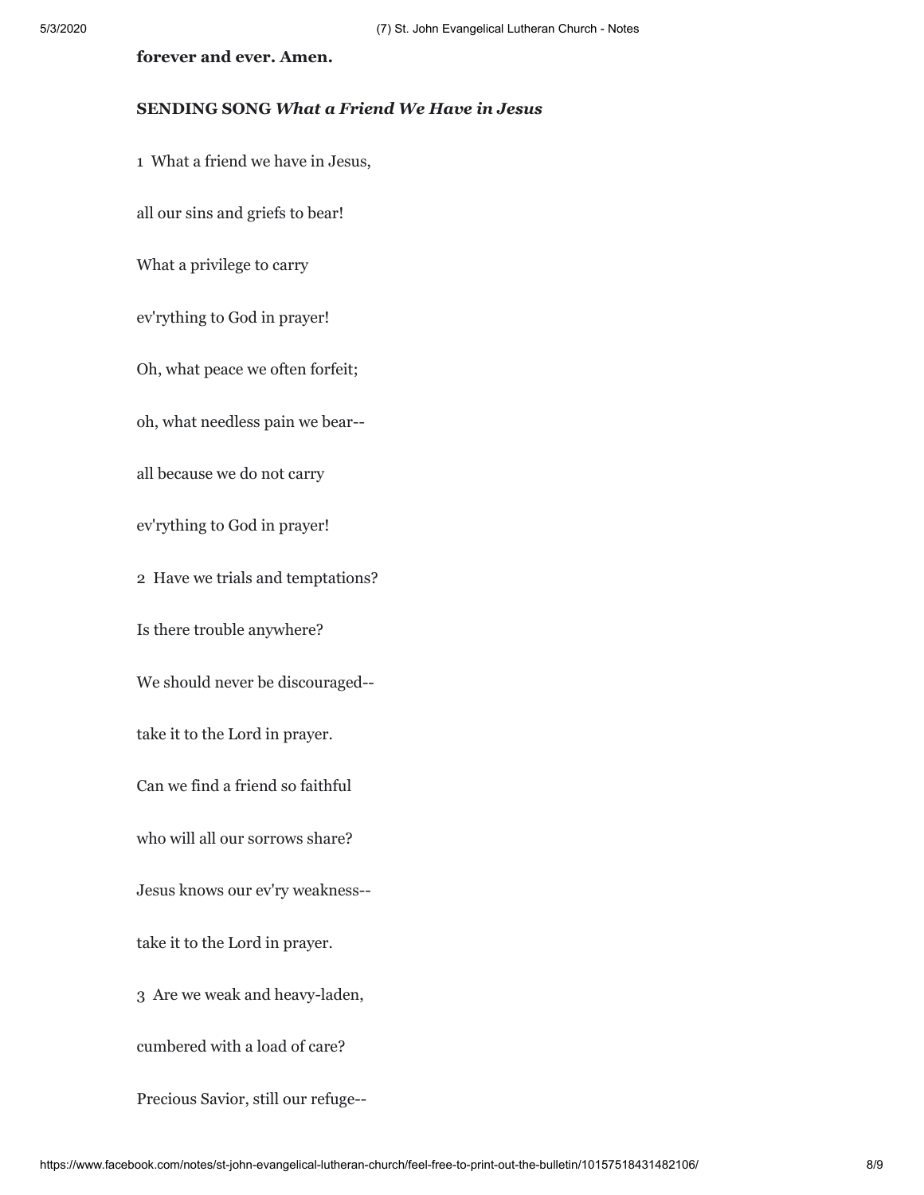**forever and ever. Amen.**

**SENDING SONG *What a Friend We Have in Jesus***

1 What a friend we have in Jesus,

all our sins and griefs to bear!

What a privilege to carry

ev'rything to God in prayer!

Oh, what peace we often forfeit;

oh, what needless pain we bear--

all because we do not carry

ev'rything to God in prayer!

2 Have we trials and temptations?

Is there trouble anywhere?

We should never be discouraged--

take it to the Lord in prayer.

Can we find a friend so faithful

who will all our sorrows share?

Jesus knows our ev'ry weakness--

take it to the Lord in prayer.

3 Are we weak and heavy-laden,

cumbered with a load of care?

Precious Savior, still our refuge--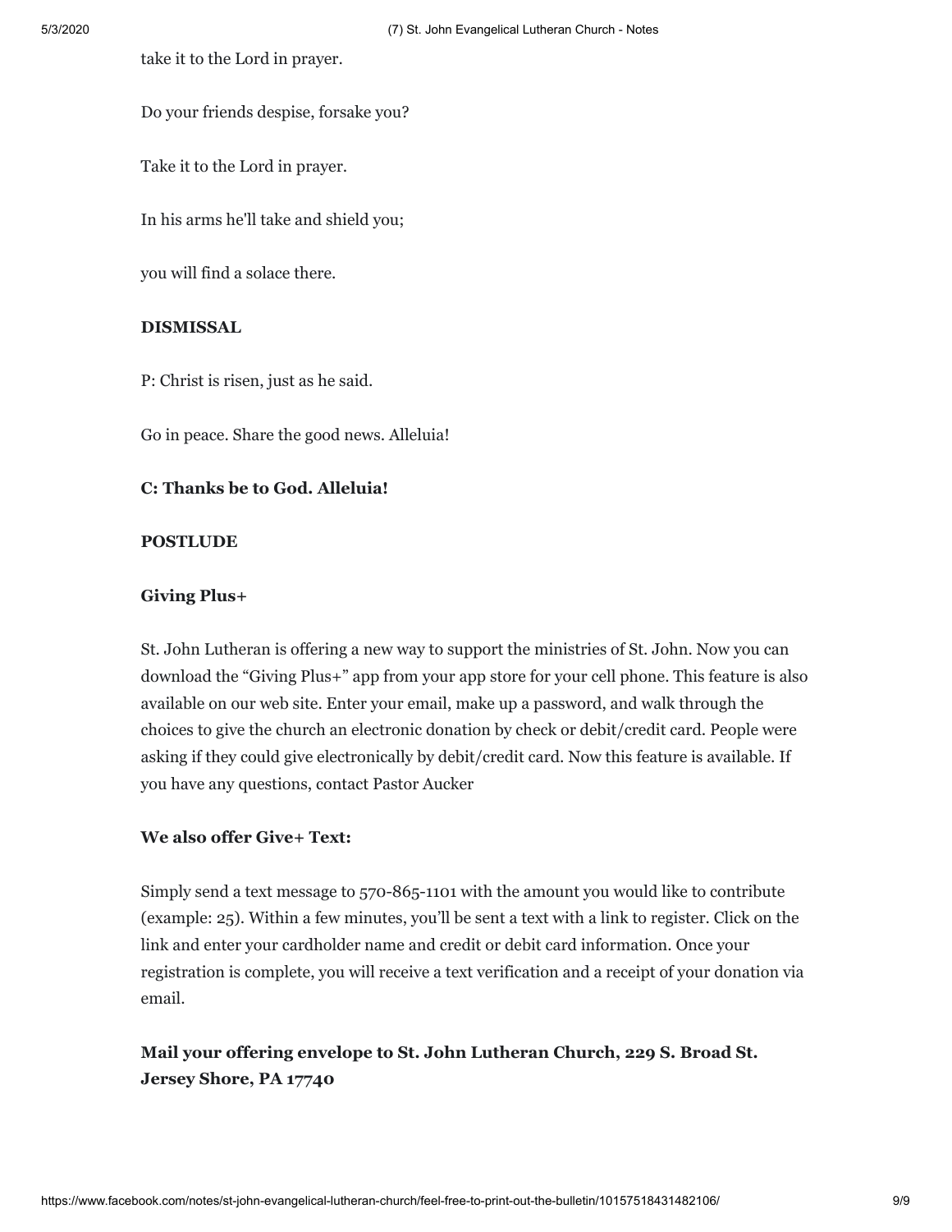take it to the Lord in prayer.

Do your friends despise, forsake you?

Take it to the Lord in prayer.

In his arms he'll take and shield you;

you will find a solace there.

**DISMISSAL**

P: Christ is risen, just as he said.

Go in peace. Share the good news. Alleluia!

**C: Thanks be to God. Alleluia!**

**POSTLUDE**

**Giving Plus+**

St. John Lutheran is offering a new way to support the ministries of St. John. Now you can download the "Giving Plus+" app from your app store for your cell phone. This feature is also available on our web site. Enter your email, make up a password, and walk through the choices to give the church an electronic donation by check or debit/credit card. People were asking if they could give electronically by debit/credit card. Now this feature is available. If you have any questions, contact Pastor Aucker

**We also offer Give+ Text:**

Simply send a text message to 570-865-1101 with the amount you would like to contribute (example: 25). Within a few minutes, you'll be sent a text with a link to register. Click on the link and enter your cardholder name and credit or debit card information. Once your registration is complete, you will receive a text verification and a receipt of your donation via email.

**Mail your offering envelope to St. John Lutheran Church, 229 S. Broad St. Jersey Shore, PA 17740**